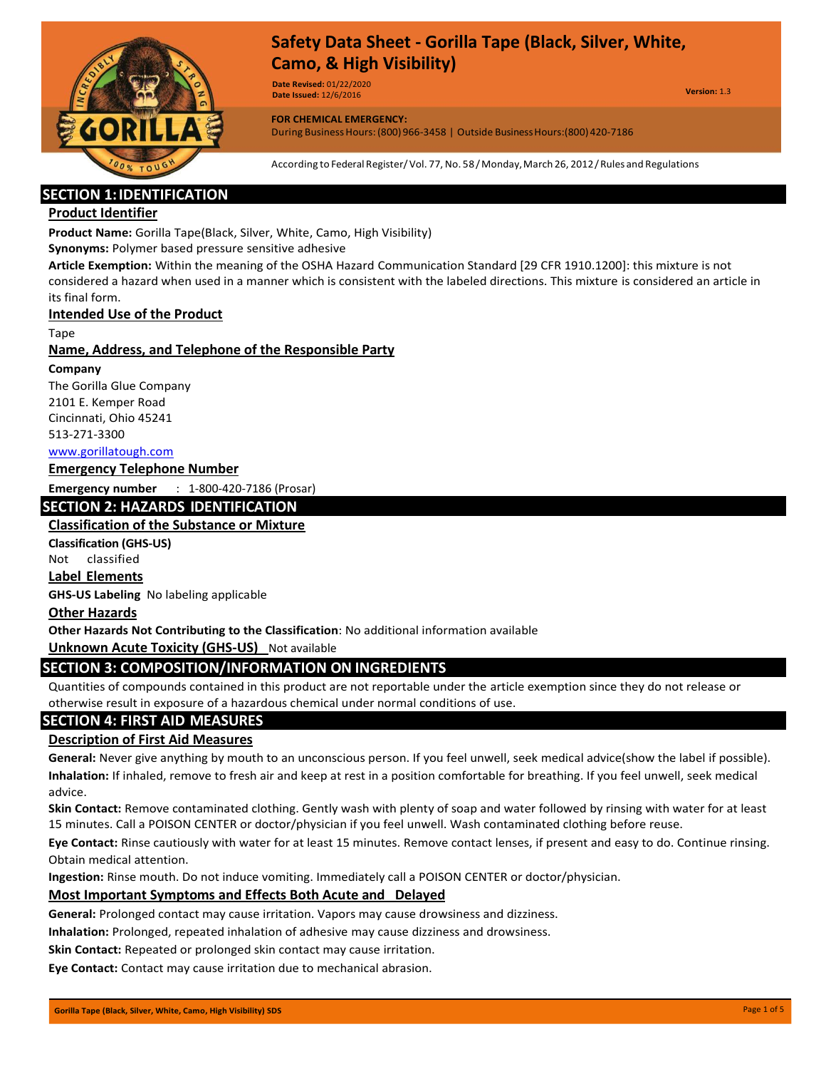# Safety Data Sheet - Gorilla Tape (Black, Silver, White, Camo, & High Visibility)

**Date Revised:** 01/22/2020
**Date Issued:** 12/6/2016

**Version:** 1.3

**FOR CHEMICAL EMERGENCY:**
During Business Hours: (800) 966-3458 | Outside Business Hours: (800) 420-7186

According to Federal Register/ Vol. 77, No. 58 / Monday, March 26, 2012 / Rules and Regulations

## SECTION 1: IDENTIFICATION

### Product Identifier

**Product Name:** Gorilla Tape(Black, Silver, White, Camo, High Visibility)

**Synonyms:** Polymer based pressure sensitive adhesive

**Article Exemption:** Within the meaning of the OSHA Hazard Communication Standard [29 CFR 1910.1200]: this mixture is not considered a hazard when used in a manner which is consistent with the labeled directions. This mixture is considered an article in its final form.

### Intended Use of the Product

Tape

### Name, Address, and Telephone of the Responsible Party

**Company**

The Gorilla Glue Company
2101 E. Kemper Road
Cincinnati, Ohio 45241
513-271-3300
www.gorillatough.com

### Emergency Telephone Number

**Emergency number** : 1-800-420-7186 (Prosar)

## SECTION 2: HAZARDS IDENTIFICATION

### Classification of the Substance or Mixture

**Classification (GHS-US)**

Not classified

### Label Elements

**GHS-US Labeling** No labeling applicable

### Other Hazards

**Other Hazards Not Contributing to the Classification**: No additional information available

### Unknown Acute Toxicity (GHS-US)

Not available

## SECTION 3: COMPOSITION/INFORMATION ON INGREDIENTS

Quantities of compounds contained in this product are not reportable under the article exemption since they do not release or otherwise result in exposure of a hazardous chemical under normal conditions of use.

## SECTION 4: FIRST AID MEASURES

### Description of First Aid Measures

**General:** Never give anything by mouth to an unconscious person. If you feel unwell, seek medical advice(show the label if possible).

**Inhalation:** If inhaled, remove to fresh air and keep at rest in a position comfortable for breathing. If you feel unwell, seek medical advice.

**Skin Contact:** Remove contaminated clothing. Gently wash with plenty of soap and water followed by rinsing with water for at least 15 minutes. Call a POISON CENTER or doctor/physician if you feel unwell. Wash contaminated clothing before reuse.

**Eye Contact:** Rinse cautiously with water for at least 15 minutes. Remove contact lenses, if present and easy to do. Continue rinsing. Obtain medical attention.

**Ingestion:** Rinse mouth. Do not induce vomiting. Immediately call a POISON CENTER or doctor/physician.

### Most Important Symptoms and Effects Both Acute and Delayed

**General:** Prolonged contact may cause irritation. Vapors may cause drowsiness and dizziness.

**Inhalation:** Prolonged, repeated inhalation of adhesive may cause dizziness and drowsiness.

**Skin Contact:** Repeated or prolonged skin contact may cause irritation.

**Eye Contact:** Contact may cause irritation due to mechanical abrasion.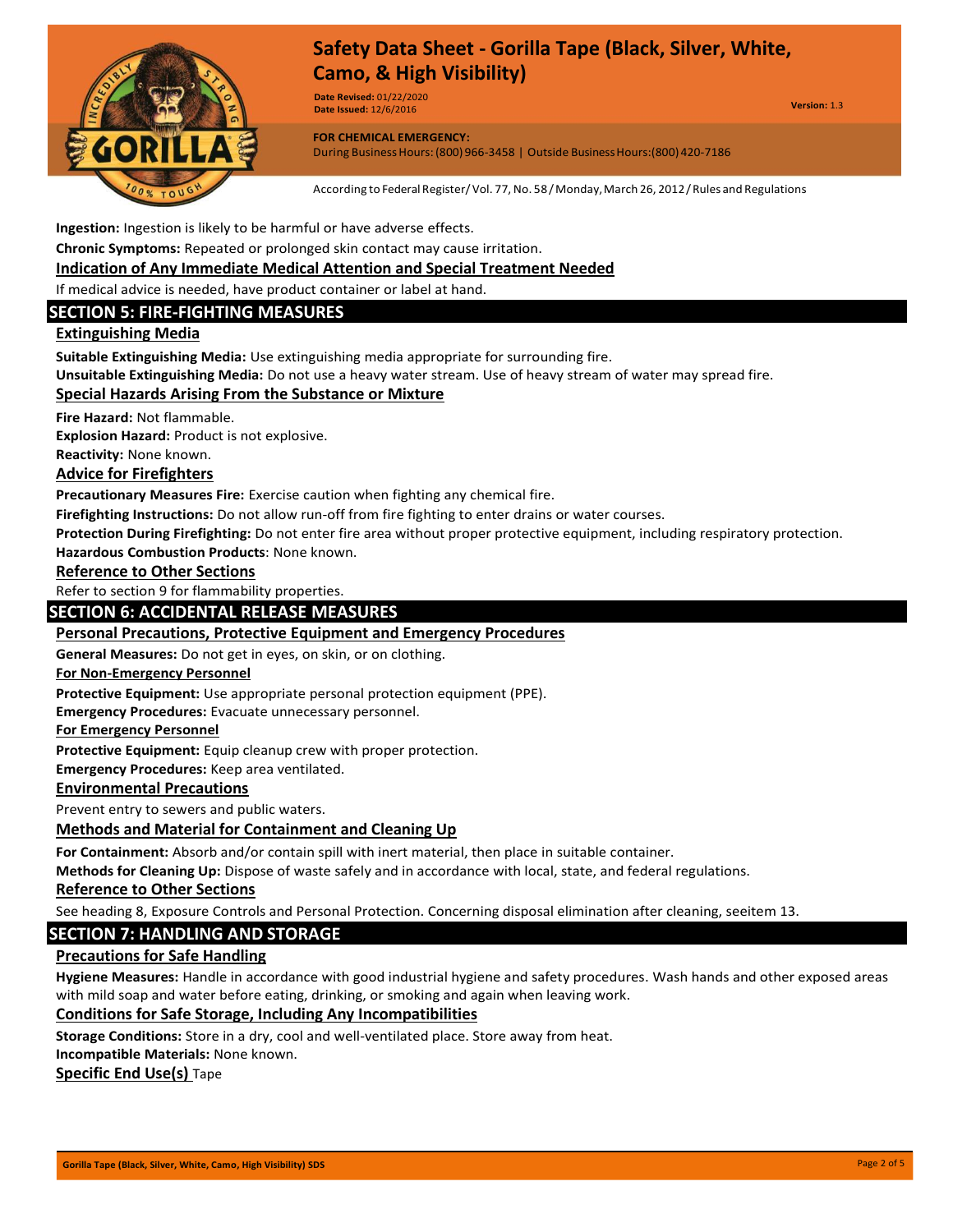**Ingestion:** Ingestion is likely to be harmful or have adverse effects.

**Chronic Symptoms:** Repeated or prolonged skin contact may cause irritation.

### Indication of Any Immediate Medical Attention and Special Treatment Needed

If medical advice is needed, have product container or label at hand.

## SECTION 5: FIRE-FIGHTING MEASURES

### Extinguishing Media

**Suitable Extinguishing Media:** Use extinguishing media appropriate for surrounding fire.

**Unsuitable Extinguishing Media:** Do not use a heavy water stream. Use of heavy stream of water may spread fire.

### Special Hazards Arising From the Substance or Mixture

**Fire Hazard:** Not flammable.

**Explosion Hazard:** Product is not explosive.

**Reactivity:** None known.

### Advice for Firefighters

**Precautionary Measures Fire:** Exercise caution when fighting any chemical fire.

**Firefighting Instructions:** Do not allow run-off from fire fighting to enter drains or water courses.

**Protection During Firefighting:** Do not enter fire area without proper protective equipment, including respiratory protection.

**Hazardous Combustion Products**: None known.

### Reference to Other Sections

Refer to section 9 for flammability properties.

## SECTION 6: ACCIDENTAL RELEASE MEASURES

### Personal Precautions, Protective Equipment and Emergency Procedures

**General Measures:** Do not get in eyes, on skin, or on clothing.

#### For Non-Emergency Personnel

**Protective Equipment:** Use appropriate personal protection equipment (PPE).

**Emergency Procedures:** Evacuate unnecessary personnel.

#### For Emergency Personnel

**Protective Equipment:** Equip cleanup crew with proper protection.

**Emergency Procedures:** Keep area ventilated.

### Environmental Precautions

Prevent entry to sewers and public waters.

### Methods and Material for Containment and Cleaning Up

**For Containment:** Absorb and/or contain spill with inert material, then place in suitable container.

**Methods for Cleaning Up:** Dispose of waste safely and in accordance with local, state, and federal regulations.

### Reference to Other Sections

See heading 8, Exposure Controls and Personal Protection. Concerning disposal elimination after cleaning, seeitem 13.

## SECTION 7: HANDLING AND STORAGE

### Precautions for Safe Handling

**Hygiene Measures:** Handle in accordance with good industrial hygiene and safety procedures. Wash hands and other exposed areas with mild soap and water before eating, drinking, or smoking and again when leaving work.

### Conditions for Safe Storage, Including Any Incompatibilities

**Storage Conditions:** Store in a dry, cool and well-ventilated place. Store away from heat.

**Incompatible Materials:** None known.

### Specific End Use(s) Tape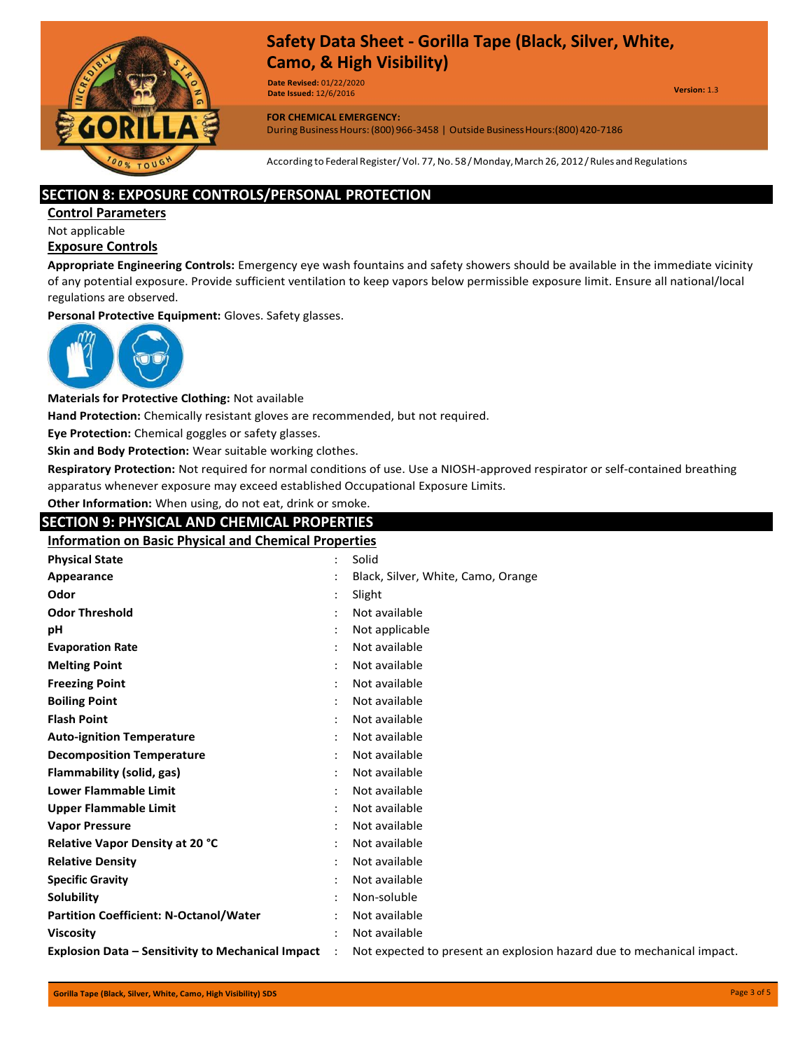# Safety Data Sheet - Gorilla Tape (Black, Silver, White, Camo, & High Visibility)

**Date Revised:** 01/22/2020
**Date Issued:** 12/6/2016

**Version:** 1.3

**FOR CHEMICAL EMERGENCY:**
During Business Hours: (800) 966-3458 | Outside Business Hours:(800) 420-7186

According to Federal Register/ Vol. 77, No. 58 / Monday, March 26, 2012 / Rules and Regulations

## SECTION 8: EXPOSURE CONTROLS/PERSONAL PROTECTION

### Control Parameters

Not applicable

### Exposure Controls

**Appropriate Engineering Controls:** Emergency eye wash fountains and safety showers should be available in the immediate vicinity of any potential exposure. Provide sufficient ventilation to keep vapors below permissible exposure limit. Ensure all national/local regulations are observed.

**Personal Protective Equipment:** Gloves. Safety glasses.

**Materials for Protective Clothing:** Not available

**Hand Protection:** Chemically resistant gloves are recommended, but not required.

**Eye Protection:** Chemical goggles or safety glasses.

**Skin and Body Protection:** Wear suitable working clothes.

**Respiratory Protection:** Not required for normal conditions of use. Use a NIOSH-approved respirator or self-contained breathing apparatus whenever exposure may exceed established Occupational Exposure Limits.

**Other Information:** When using, do not eat, drink or smoke.

## SECTION 9: PHYSICAL AND CHEMICAL PROPERTIES

### Information on Basic Physical and Chemical Properties

| Property | Value |
|---|---|
| **Physical State** | Solid |
| **Appearance** | Black, Silver, White, Camo, Orange |
| **Odor** | Slight |
| **Odor Threshold** | Not available |
| **pH** | Not applicable |
| **Evaporation Rate** | Not available |
| **Melting Point** | Not available |
| **Freezing Point** | Not available |
| **Boiling Point** | Not available |
| **Flash Point** | Not available |
| **Auto-ignition Temperature** | Not available |
| **Decomposition Temperature** | Not available |
| **Flammability (solid, gas)** | Not available |
| **Lower Flammable Limit** | Not available |
| **Upper Flammable Limit** | Not available |
| **Vapor Pressure** | Not available |
| **Relative Vapor Density at 20 °C** | Not available |
| **Relative Density** | Not available |
| **Specific Gravity** | Not available |
| **Solubility** | Non-soluble |
| **Partition Coefficient: N-Octanol/Water** | Not available |
| **Viscosity** | Not available |
| **Explosion Data – Sensitivity to Mechanical Impact** | Not expected to present an explosion hazard due to mechanical impact. |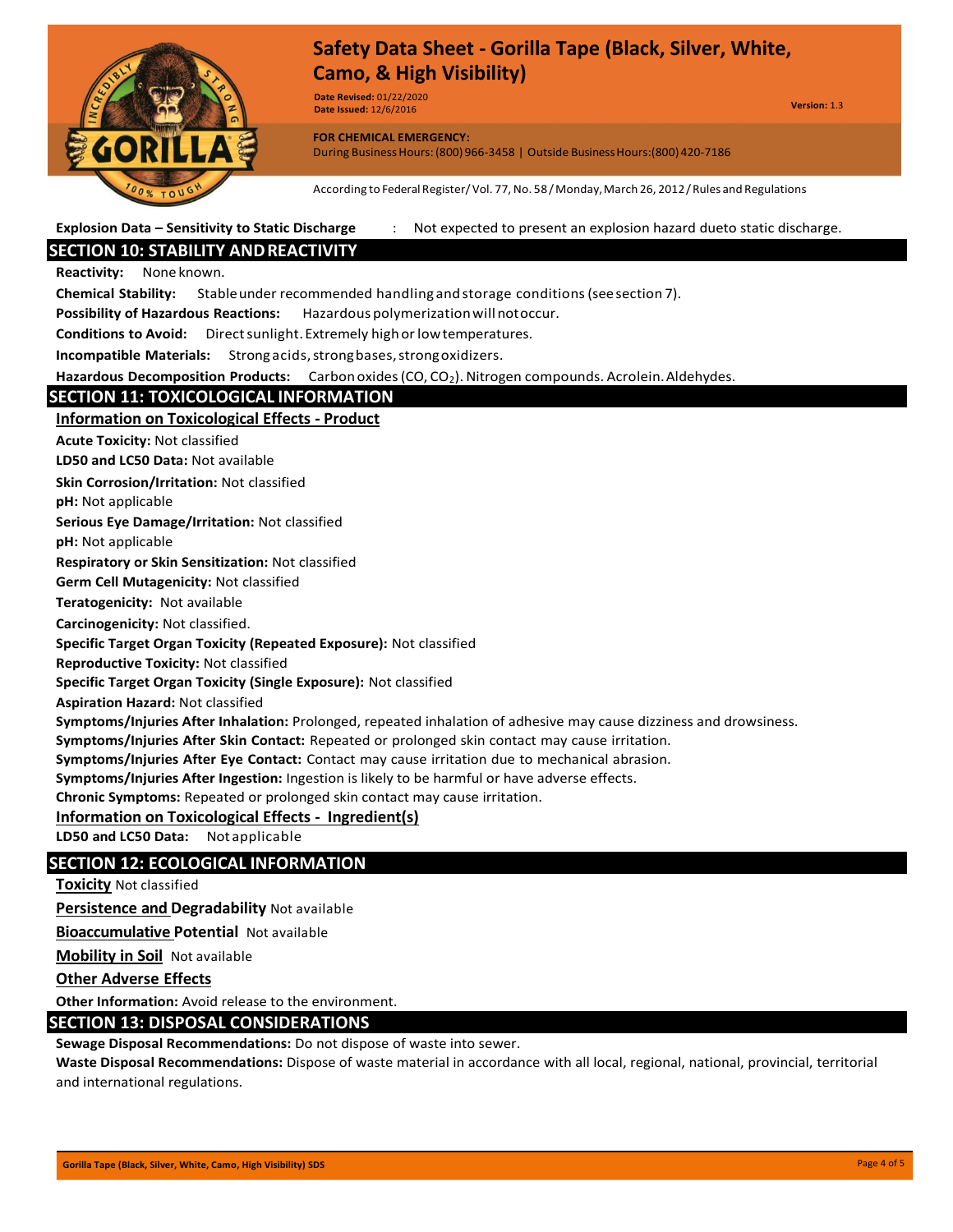**Explosion Data – Sensitivity to Static Discharge** : Not expected to present an explosion hazard dueto static discharge.

## SECTION 10: STABILITY AND REACTIVITY

**Reactivity:** None known.

**Chemical Stability:** Stable under recommended handling and storage conditions (see section 7).

**Possibility of Hazardous Reactions:** Hazardous polymerization will not occur.

**Conditions to Avoid:** Direct sunlight. Extremely high or low temperatures.

**Incompatible Materials:** Strong acids, strong bases, strong oxidizers.

**Hazardous Decomposition Products:** Carbon oxides (CO, $CO_2$). Nitrogen compounds. Acrolein. Aldehydes.

## SECTION 11: TOXICOLOGICAL INFORMATION

**Information on Toxicological Effects - Product**

**Acute Toxicity:** Not classified

**LD50 and LC50 Data:** Not available

**Skin Corrosion/Irritation:** Not classified

**pH:** Not applicable

**Serious Eye Damage/Irritation:** Not classified

**pH:** Not applicable

**Respiratory or Skin Sensitization:** Not classified

**Germ Cell Mutagenicity:** Not classified

**Teratogenicity:** Not available

**Carcinogenicity:** Not classified.

**Specific Target Organ Toxicity (Repeated Exposure):** Not classified

**Reproductive Toxicity:** Not classified

**Specific Target Organ Toxicity (Single Exposure):** Not classified

**Aspiration Hazard:** Not classified

**Symptoms/Injuries After Inhalation:** Prolonged, repeated inhalation of adhesive may cause dizziness and drowsiness.

**Symptoms/Injuries After Skin Contact:** Repeated or prolonged skin contact may cause irritation.

**Symptoms/Injuries After Eye Contact:** Contact may cause irritation due to mechanical abrasion.

**Symptoms/Injuries After Ingestion:** Ingestion is likely to be harmful or have adverse effects.

**Chronic Symptoms:** Repeated or prolonged skin contact may cause irritation.

**Information on Toxicological Effects - Ingredient(s)**

**LD50 and LC50 Data:** Not applicable

## SECTION 12: ECOLOGICAL INFORMATION

**Toxicity** Not classified

**Persistence and Degradability** Not available

**Bioaccumulative Potential** Not available

**Mobility in Soil** Not available

**Other Adverse Effects**

**Other Information:** Avoid release to the environment.

## SECTION 13: DISPOSAL CONSIDERATIONS

**Sewage Disposal Recommendations:** Do not dispose of waste into sewer.

**Waste Disposal Recommendations:** Dispose of waste material in accordance with all local, regional, national, provincial, territorial and international regulations.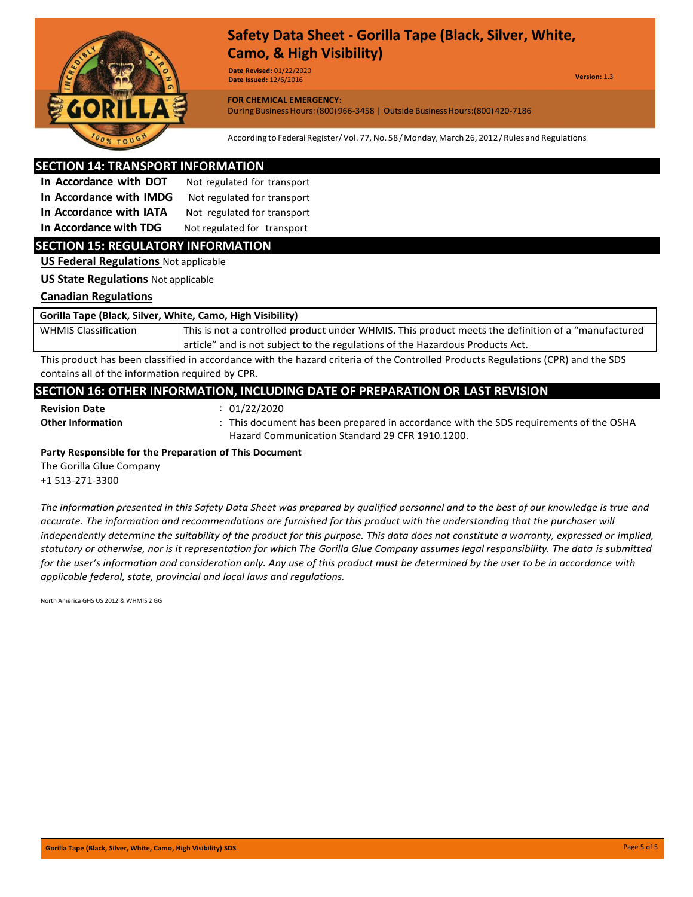## SECTION 14: TRANSPORT INFORMATION

| | |
|---|---|
| **In Accordance with DOT** | Not regulated for transport |
| **In Accordance with IMDG** | Not regulated for transport |
| **In Accordance with IATA** | Not regulated for transport |
| **In Accordance with TDG** | Not regulated for transport |

## SECTION 15: REGULATORY INFORMATION

**US Federal Regulations** Not applicable

**US State Regulations** Not applicable

**Canadian Regulations**

| Gorilla Tape (Black, Silver, White, Camo, High Visibility) | |
|---|---|
| WHMIS Classification | This is not a controlled product under WHMIS. This product meets the definition of a "manufactured article" and is not subject to the regulations of the Hazardous Products Act. |

This product has been classified in accordance with the hazard criteria of the Controlled Products Regulations (CPR) and the SDS contains all of the information required by CPR.

## SECTION 16: OTHER INFORMATION, INCLUDING DATE OF PREPARATION OR LAST REVISION

**Revision Date** : 01/22/2020

**Other Information** : This document has been prepared in accordance with the SDS requirements of the OSHA Hazard Communication Standard 29 CFR 1910.1200.

**Party Responsible for the Preparation of This Document**

The Gorilla Glue Company
+1 513-271-3300

*The information presented in this Safety Data Sheet was prepared by qualified personnel and to the best of our knowledge is true and accurate. The information and recommendations are furnished for this product with the understanding that the purchaser will independently determine the suitability of the product for this purpose. This data does not constitute a warranty, expressed or implied, statutory or otherwise, nor is it representation for which The Gorilla Glue Company assumes legal responsibility. The data is submitted for the user's information and consideration only. Any use of this product must be determined by the user to be in accordance with applicable federal, state, provincial and local laws and regulations.*

North America GHS US 2012 & WHMIS 2 GG